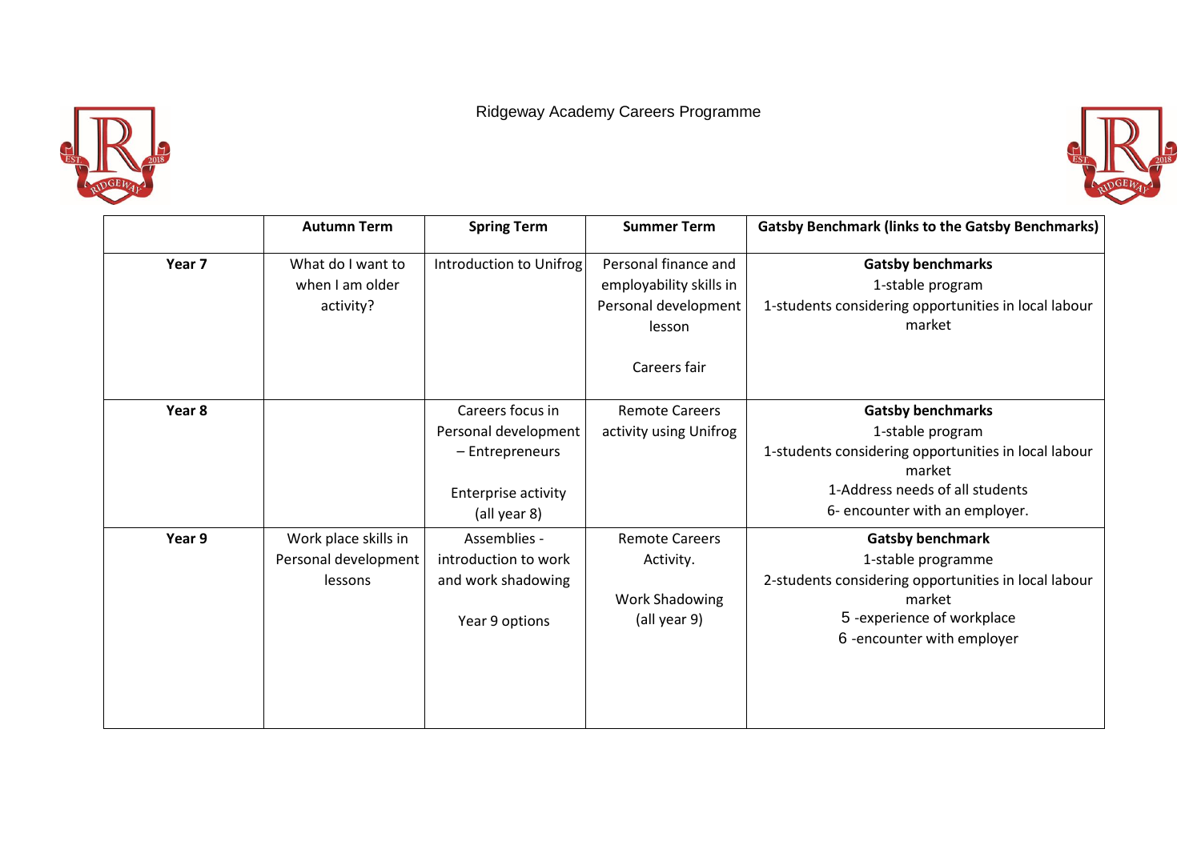# Ridgeway Academy Careers Programme

| | Autumn Term | Spring Term | Summer Term | Gatsby Benchmark (links to the Gatsby Benchmarks) |
|---|---|---|---|---|
| **Year 7** | What do I want to when I am older activity? | Introduction to Unifrog | Personal finance and employability skills in Personal development lesson<br><br>Careers fair | **Gatsby benchmarks**<br>1-stable program<br>1-students considering opportunities in local labour market |
| **Year 8** | | Careers focus in Personal development – Entrepreneurs<br><br>Enterprise activity (all year 8) | Remote Careers activity using Unifrog | **Gatsby benchmarks**<br>1-stable program<br>1-students considering opportunities in local labour market<br>1-Address needs of all students<br>6- encounter with an employer. |
| **Year 9** | Work place skills in Personal development lessons | Assemblies - introduction to work and work shadowing<br><br>Year 9 options | Remote Careers Activity.<br><br>Work Shadowing (all year 9) | **Gatsby benchmark**<br>1-stable programme<br>2-students considering opportunities in local labour market<br>5 -experience of workplace<br>6 -encounter with employer |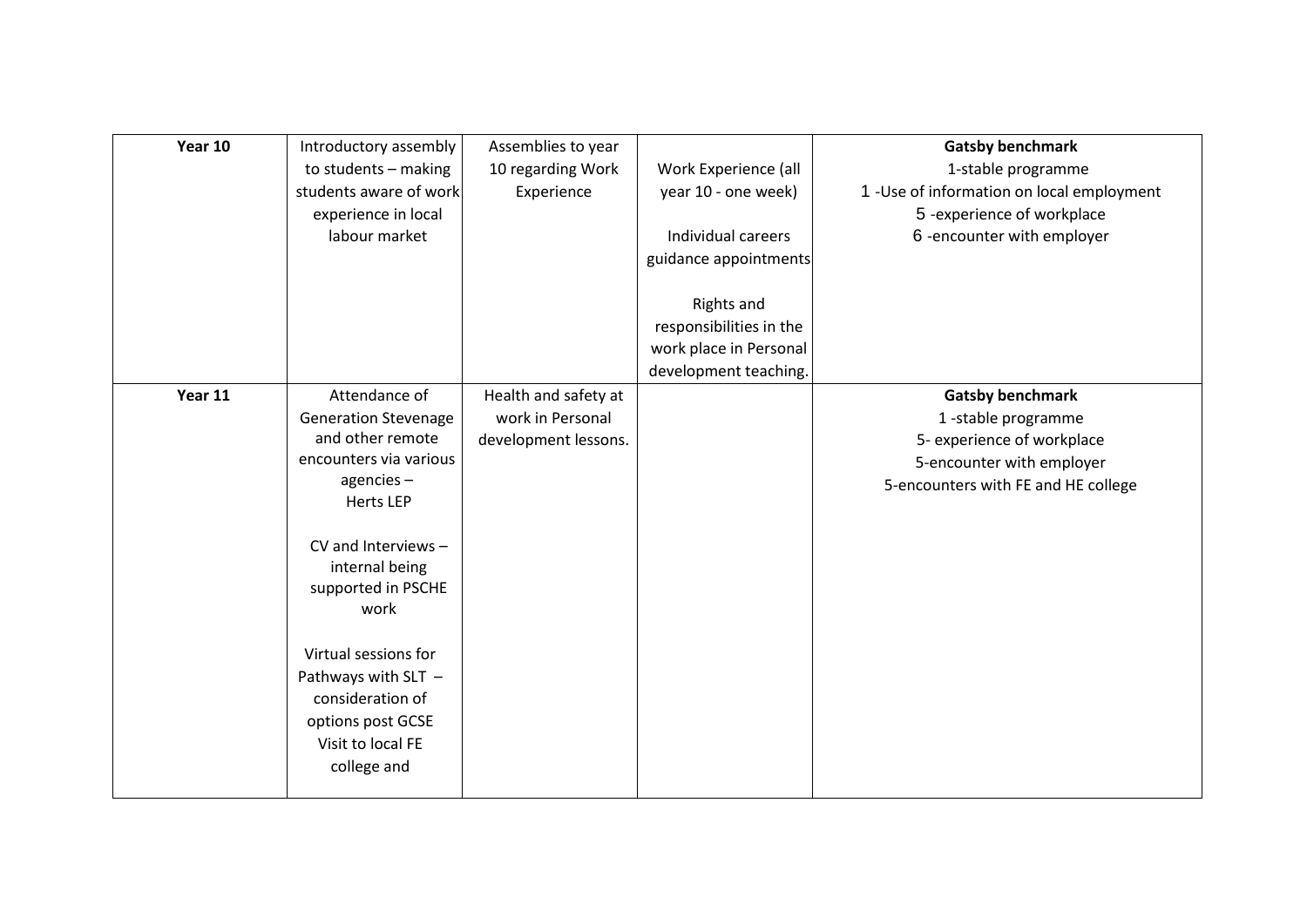| | | | | |
|---|---|---|---|---|
| **Year 10** | Introductory assembly to students – making students aware of work experience in local labour market | Assemblies to year 10 regarding Work Experience | Work Experience (all year 10 - one week)<br><br>Individual careers guidance appointments<br><br>Rights and responsibilities in the work place in Personal development teaching. | **Gatsby benchmark**<br>1-stable programme<br>1 -Use of information on local employment<br>5 -experience of workplace<br>6 -encounter with employer |
| **Year 11** | Attendance of Generation Stevenage and other remote encounters via various agencies –<br>Herts LEP<br><br>CV and Interviews – internal being supported in PSCHE work<br><br>Virtual sessions for Pathways with SLT – consideration of options post GCSE<br>Visit to local FE college and | Health and safety at work in Personal development lessons. | | **Gatsby benchmark**<br>1 -stable programme<br>5- experience of workplace<br>5-encounter with employer<br>5-encounters with FE and HE college |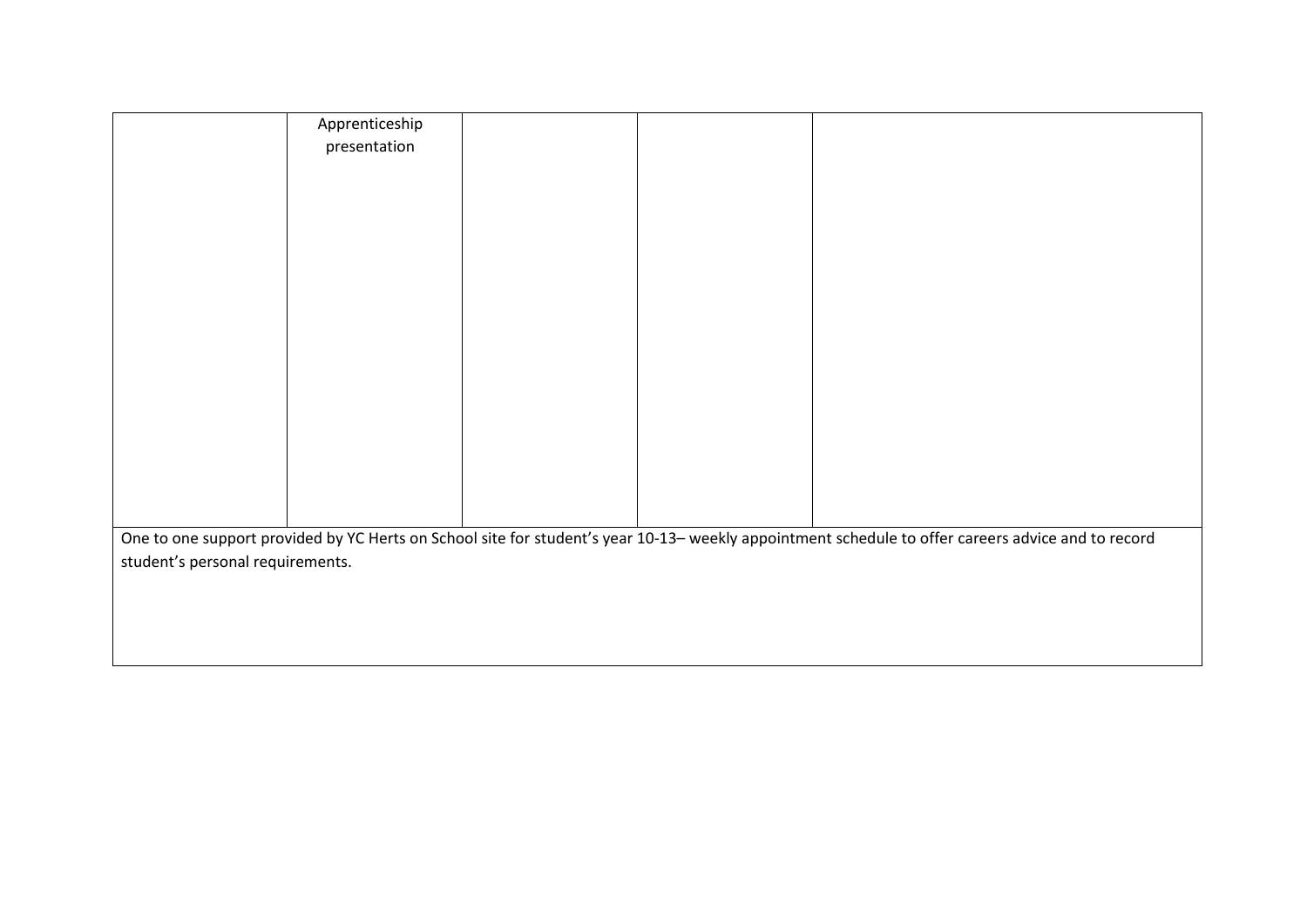| | | | | |
|---|---|---|---|---|
| | Apprenticeship presentation | | | |
| One to one support provided by YC Herts on School site for student's year 10-13– weekly appointment schedule to offer careers advice and to record student's personal requirements. | | | | |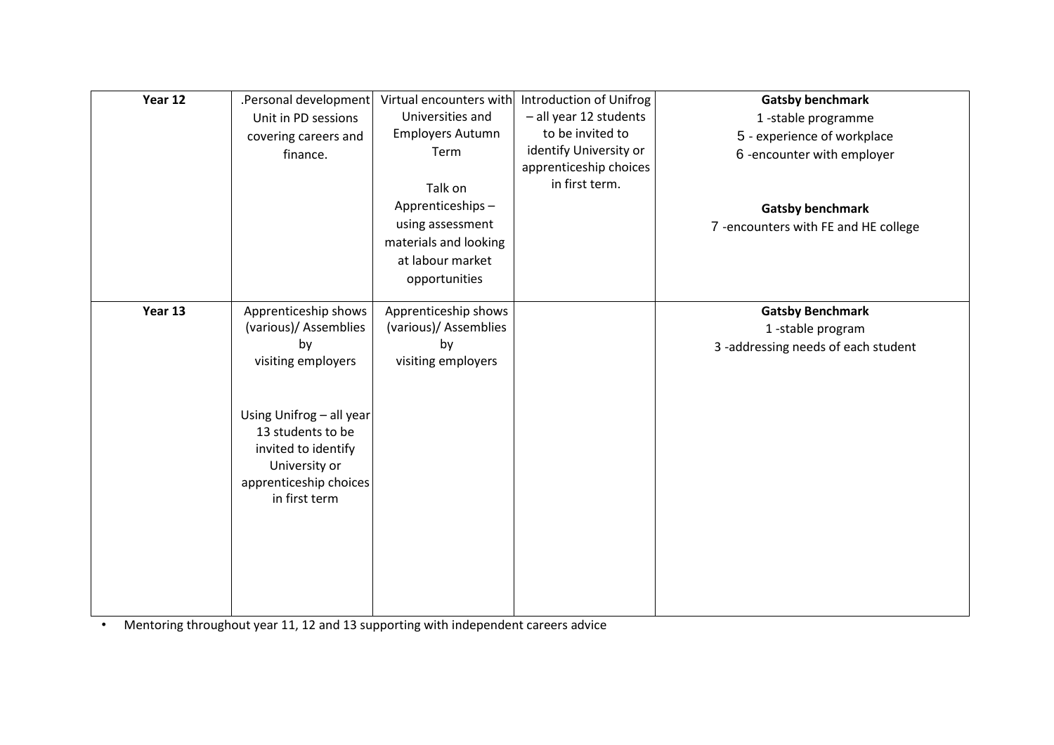| | | | | |
|---|---|---|---|---|
| **Year 12** | .Personal development Unit in PD sessions covering careers and finance. | Virtual encounters with Universities and Employers Autumn Term<br><br>Talk on Apprenticeships – using assessment materials and looking at labour market opportunities | Introduction of Unifrog – all year 12 students to be invited to identify University or apprenticeship choices in first term. | **Gatsby benchmark**<br>1 -stable programme<br>5 - experience of workplace<br>6 -encounter with employer<br><br>**Gatsby benchmark**<br>7 -encounters with FE and HE college |
| **Year 13** | Apprenticeship shows (various)/ Assemblies by visiting employers<br><br>Using Unifrog – all year 13 students to be invited to identify University or apprenticeship choices in first term | Apprenticeship shows (various)/ Assemblies by visiting employers | | **Gatsby Benchmark**<br>1 -stable program<br>3 -addressing needs of each student |

- Mentoring throughout year 11, 12 and 13 supporting with independent careers advice